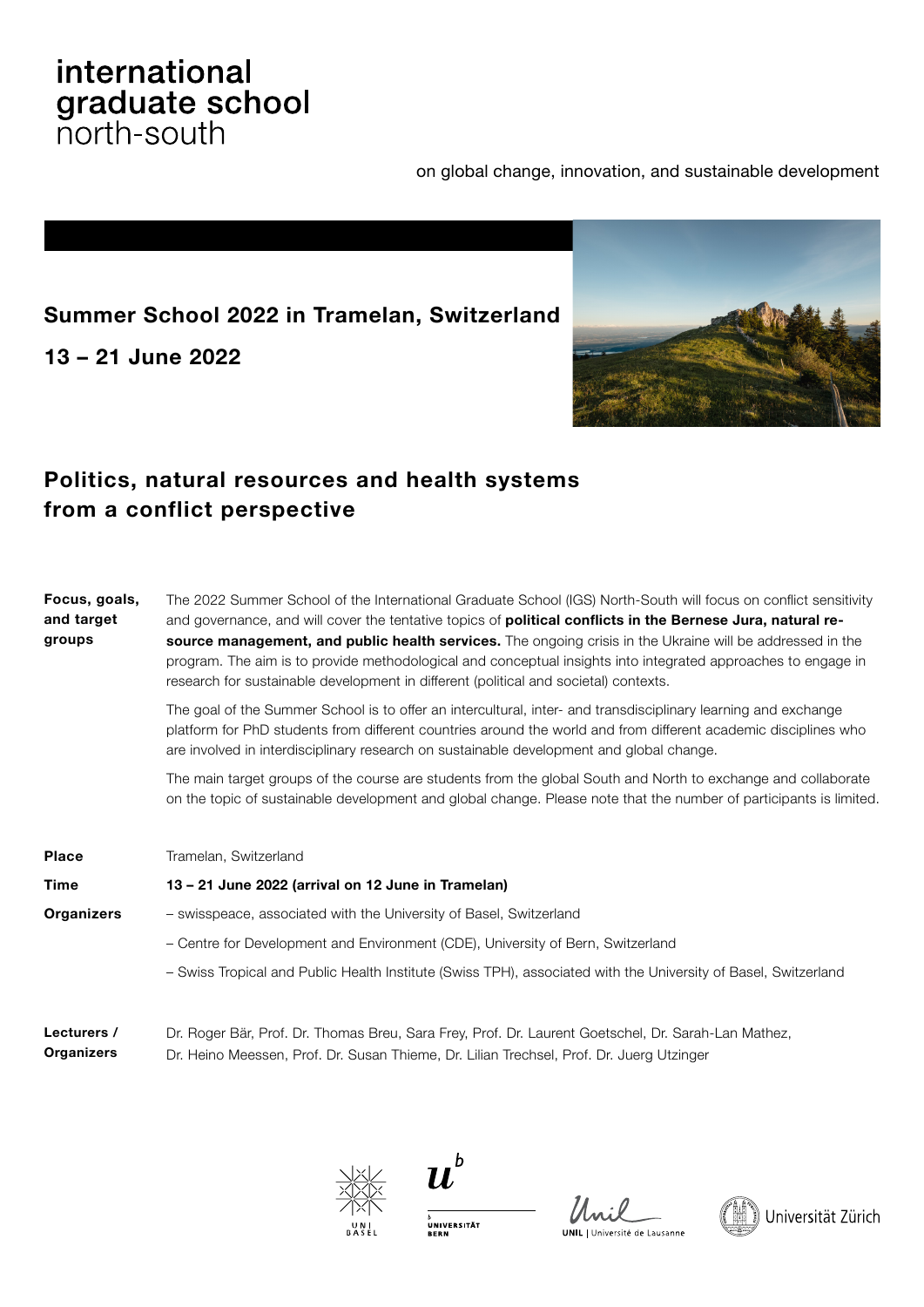# international graduate school north-south

on global change, innovation, and sustainable development

## Summer School 2022 in Tramelan, Switzerland

## 13 – 21 June 2022

## Politics, natural resources and health systems from a conflict perspective

**Focus, goals, and target groups**

The 2022 Summer School of the International Graduate School (IGS) North-South will focus on conflict sensitivity and governance, and will cover the tentative topics of **political conflicts in the Bernese Jura, natural resource management, and public health services.** The ongoing crisis in the Ukraine will be addressed in the program. The aim is to provide methodological and conceptual insights into integrated approaches to engage in research for sustainable development in different (political and societal) contexts.

The goal of the Summer School is to offer an intercultural, inter- and transdisciplinary learning and exchange platform for PhD students from different countries around the world and from different academic disciplines who are involved in interdisciplinary research on sustainable development and global change.

The main target groups of the course are students from the global South and North to exchange and collaborate on the topic of sustainable development and global change. Please note that the number of participants is limited.

**Place**

Tramelan, Switzerland

**Time**

**13 – 21 June 2022 (arrival on 12 June in Tramelan)**

**Organizers**

- swisspeace, associated with the University of Basel, Switzerland
- Centre for Development and Environment (CDE), University of Bern, Switzerland
- Swiss Tropical and Public Health Institute (Swiss TPH), associated with the University of Basel, Switzerland

**Lecturers / Organizers**

Dr. Roger Bär, Prof. Dr. Thomas Breu, Sara Frey, Prof. Dr. Laurent Goetschel, Dr. Sarah-Lan Mathez, Dr. Heino Meessen, Prof. Dr. Susan Thieme, Dr. Lilian Trechsel, Prof. Dr. Juerg Utzinger

UNI BASEL | UNIVERSITÄT BERN | UNIL | Université de Lausanne | Universität Zürich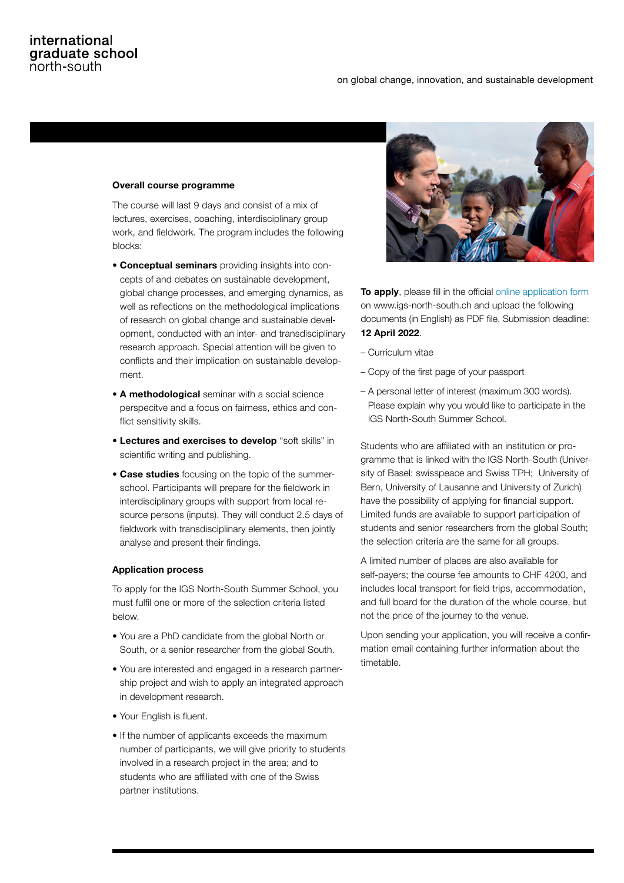international
graduate school
north-south

on global change, innovation, and sustainable development

### Overall course programme

The course will last 9 days and consist of a mix of lectures, exercises, coaching, interdisciplinary group work, and fieldwork. The program includes the following blocks:

- **Conceptual seminars** providing insights into concepts of and debates on sustainable development, global change processes, and emerging dynamics, as well as reflections on the methodological implications of research on global change and sustainable development, conducted with an inter- and transdisciplinary research approach. Special attention will be given to conflicts and their implication on sustainable development.
- **A methodological** seminar with a social science perspecitve and a focus on fairness, ethics and conflict sensitivity skills.
- **Lectures and exercises to develop** "soft skills" in scientific writing and publishing.
- **Case studies** focusing on the topic of the summerschool. Participants will prepare for the fieldwork in interdisciplinary groups with support from local resource persons (inputs). They will conduct 2.5 days of fieldwork with transdisciplinary elements, then jointly analyse and present their findings.

### Application process

To apply for the IGS North-South Summer School, you must fulfil one or more of the selection criteria listed below.

- You are a PhD candidate from the global North or South, or a senior researcher from the global South.
- You are interested and engaged in a research partnership project and wish to apply an integrated approach in development research.
- Your English is fluent.
- If the number of applicants exceeds the maximum number of participants, we will give priority to students involved in a research project in the area; and to students who are affiliated with one of the Swiss partner institutions.

**To apply**, please fill in the official online application form on www.igs-north-south.ch and upload the following documents (in English) as PDF file. Submission deadline: **12 April 2022**.

– Curriculum vitae

– Copy of the first page of your passport

– A personal letter of interest (maximum 300 words). Please explain why you would like to participate in the IGS North-South Summer School.

Students who are affiliated with an institution or programme that is linked with the IGS North-South (University of Basel: swisspeace and Swiss TPH; University of Bern, University of Lausanne and University of Zurich) have the possibility of applying for financial support. Limited funds are available to support participation of students and senior researchers from the global South; the selection criteria are the same for all groups.

A limited number of places are also available for self-payers; the course fee amounts to CHF 4200, and includes local transport for field trips, accommodation, and full board for the duration of the whole course, but not the price of the journey to the venue.

Upon sending your application, you will receive a confirmation email containing further information about the timetable.